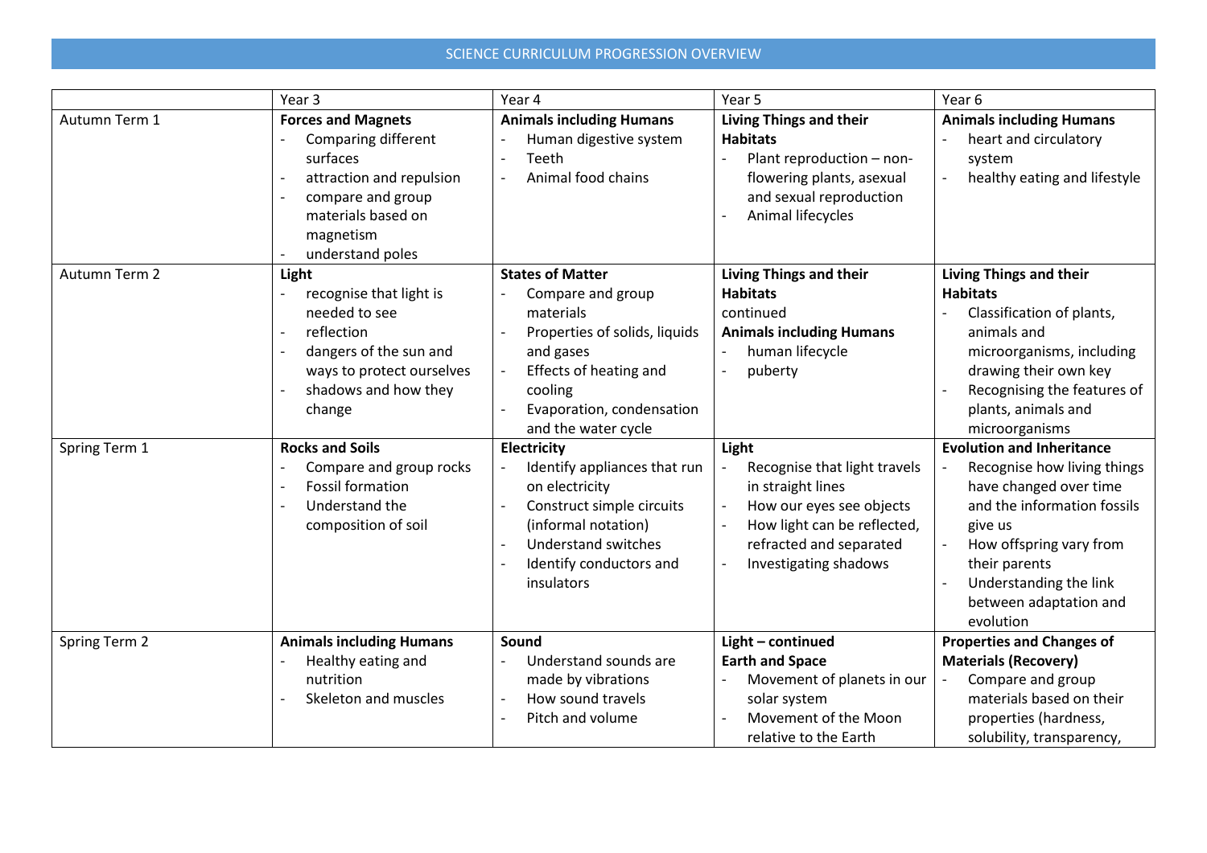# SCIENCE CURRICULUM PROGRESSION OVERVIEW

| | Year 3 | Year 4 | Year 5 | Year 6 |
|---|---|---|---|---|
| Autumn Term 1 | **Forces and Magnets**<br>- Comparing different surfaces<br>- attraction and repulsion<br>- compare and group materials based on magnetism<br>- understand poles | **Animals including Humans**<br>- Human digestive system<br>- Teeth<br>- Animal food chains | **Living Things and their Habitats**<br>- Plant reproduction – non-flowering plants, asexual and sexual reproduction<br>- Animal lifecycles | **Animals including Humans**<br>- heart and circulatory system<br>- healthy eating and lifestyle |
| Autumn Term 2 | **Light**<br>- recognise that light is needed to see<br>- reflection<br>- dangers of the sun and ways to protect ourselves<br>- shadows and how they change | **States of Matter**<br>- Compare and group materials<br>- Properties of solids, liquids and gases<br>- Effects of heating and cooling<br>- Evaporation, condensation and the water cycle | **Living Things and their Habitats** continued<br>**Animals including Humans**<br>- human lifecycle<br>- puberty | **Living Things and their Habitats**<br>- Classification of plants, animals and microorganisms, including drawing their own key<br>- Recognising the features of plants, animals and microorganisms |
| Spring Term 1 | **Rocks and Soils**<br>- Compare and group rocks<br>- Fossil formation<br>- Understand the composition of soil | **Electricity**<br>- Identify appliances that run on electricity<br>- Construct simple circuits (informal notation)<br>- Understand switches<br>- Identify conductors and insulators | **Light**<br>- Recognise that light travels in straight lines<br>- How our eyes see objects<br>- How light can be reflected, refracted and separated<br>- Investigating shadows | **Evolution and Inheritance**<br>- Recognise how living things have changed over time and the information fossils give us<br>- How offspring vary from their parents<br>- Understanding the link between adaptation and evolution |
| Spring Term 2 | **Animals including Humans**<br>- Healthy eating and nutrition<br>- Skeleton and muscles | **Sound**<br>- Understand sounds are made by vibrations<br>- How sound travels<br>- Pitch and volume | **Light – continued**<br>**Earth and Space**<br>- Movement of planets in our solar system<br>- Movement of the Moon relative to the Earth | **Properties and Changes of Materials (Recovery)**<br>- Compare and group materials based on their properties (hardness, solubility, transparency, |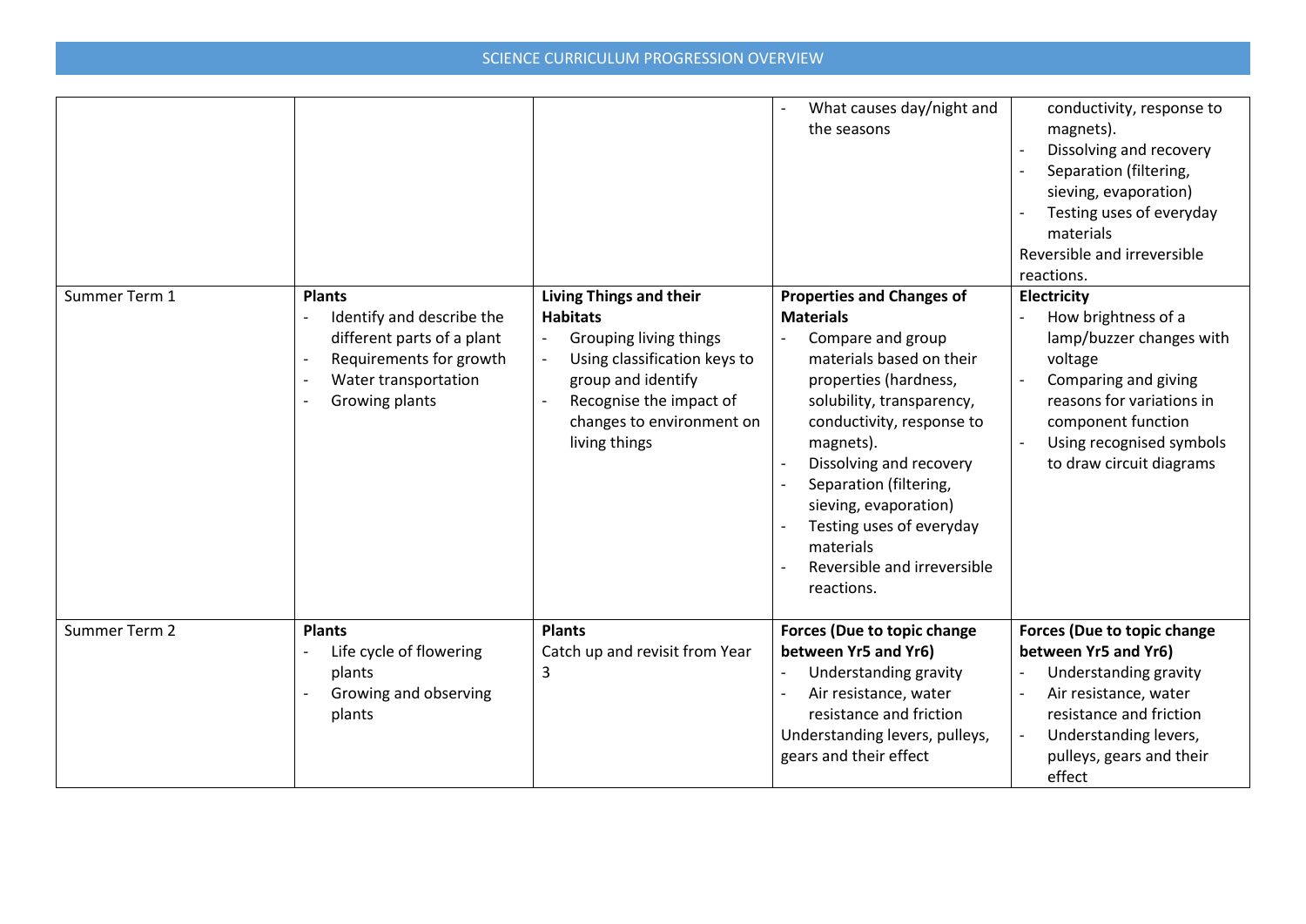# SCIENCE CURRICULUM PROGRESSION OVERVIEW

| | | | | |
|---|---|---|---|---|
| | | | - What causes day/night and the seasons | conductivity, response to magnets).<br>- Dissolving and recovery<br>- Separation (filtering, sieving, evaporation)<br>- Testing uses of everyday materials<br>Reversible and irreversible reactions. |
| Summer Term 1 | **Plants**<br>- Identify and describe the different parts of a plant<br>- Requirements for growth<br>- Water transportation<br>- Growing plants | **Living Things and their Habitats**<br>- Grouping living things<br>- Using classification keys to group and identify<br>- Recognise the impact of changes to environment on living things | **Properties and Changes of Materials**<br>- Compare and group materials based on their properties (hardness, solubility, transparency, conductivity, response to magnets).<br>- Dissolving and recovery<br>- Separation (filtering, sieving, evaporation)<br>- Testing uses of everyday materials<br>- Reversible and irreversible reactions. | **Electricity**<br>- How brightness of a lamp/buzzer changes with voltage<br>- Comparing and giving reasons for variations in component function<br>- Using recognised symbols to draw circuit diagrams |
| Summer Term 2 | **Plants**<br>- Life cycle of flowering plants<br>- Growing and observing plants | **Plants**<br>Catch up and revisit from Year 3 | **Forces (Due to topic change between Yr5 and Yr6)**<br>- Understanding gravity<br>- Air resistance, water resistance and friction<br>Understanding levers, pulleys, gears and their effect | **Forces (Due to topic change between Yr5 and Yr6)**<br>- Understanding gravity<br>- Air resistance, water resistance and friction<br>- Understanding levers, pulleys, gears and their effect |